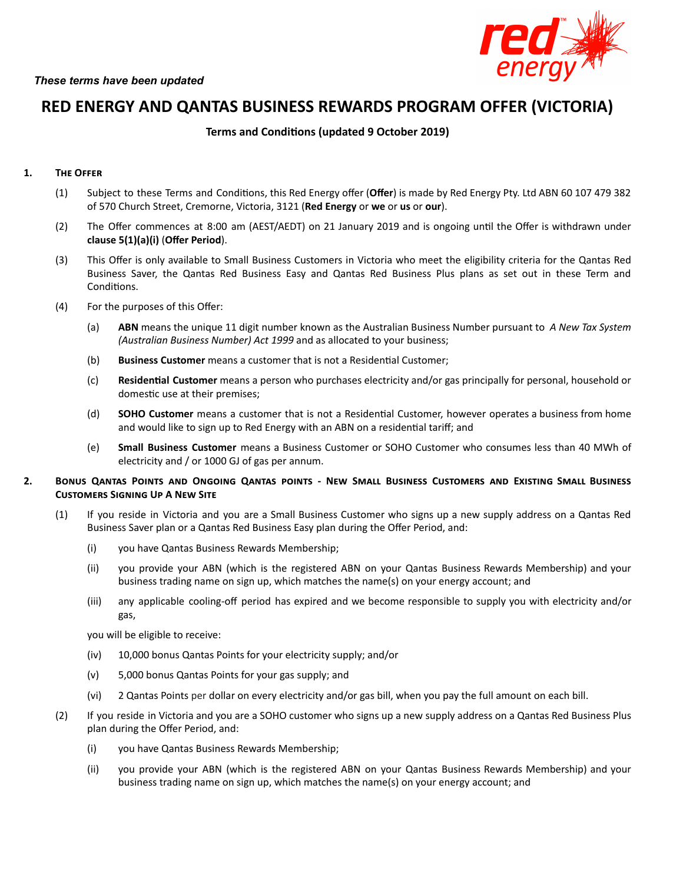*These terms have been updated*

# RED ENERGY AND QANTAS BUSINESS REWARDS PROGRAM OFFER (VICTORIA)

**Terms and Conditions (updated 9 October 2019)**

## 1. The Offer

(1) Subject to these Terms and Conditions, this Red Energy offer (**Offer**) is made by Red Energy Pty. Ltd ABN 60 107 479 382 of 570 Church Street, Cremorne, Victoria, 3121 (**Red Energy** or **we** or **us** or **our**).

(2) The Offer commences at 8:00 am (AEST/AEDT) on 21 January 2019 and is ongoing until the Offer is withdrawn under **clause 5(1)(a)(i)** (**Offer Period**).

(3) This Offer is only available to Small Business Customers in Victoria who meet the eligibility criteria for the Qantas Red Business Saver, the Qantas Red Business Easy and Qantas Red Business Plus plans as set out in these Term and Conditions.

(4) For the purposes of this Offer:

(a) **ABN** means the unique 11 digit number known as the Australian Business Number pursuant to *A New Tax System (Australian Business Number) Act 1999* and as allocated to your business;

(b) **Business Customer** means a customer that is not a Residential Customer;

(c) **Residential Customer** means a person who purchases electricity and/or gas principally for personal, household or domestic use at their premises;

(d) **SOHO Customer** means a customer that is not a Residential Customer, however operates a business from home and would like to sign up to Red Energy with an ABN on a residential tariff; and

(e) **Small Business Customer** means a Business Customer or SOHO Customer who consumes less than 40 MWh of electricity and / or 1000 GJ of gas per annum.

## 2. Bonus Qantas Points and Ongoing Qantas points - New Small Business Customers and Existing Small Business Customers Signing Up A New Site

(1) If you reside in Victoria and you are a Small Business Customer who signs up a new supply address on a Qantas Red Business Saver plan or a Qantas Red Business Easy plan during the Offer Period, and:

(i) you have Qantas Business Rewards Membership;

(ii) you provide your ABN (which is the registered ABN on your Qantas Business Rewards Membership) and your business trading name on sign up, which matches the name(s) on your energy account; and

(iii) any applicable cooling-off period has expired and we become responsible to supply you with electricity and/or gas,

you will be eligible to receive:

(iv) 10,000 bonus Qantas Points for your electricity supply; and/or

(v) 5,000 bonus Qantas Points for your gas supply; and

(vi) 2 Qantas Points per dollar on every electricity and/or gas bill, when you pay the full amount on each bill.

(2) If you reside in Victoria and you are a SOHO customer who signs up a new supply address on a Qantas Red Business Plus plan during the Offer Period, and:

(i) you have Qantas Business Rewards Membership;

(ii) you provide your ABN (which is the registered ABN on your Qantas Business Rewards Membership) and your business trading name on sign up, which matches the name(s) on your energy account; and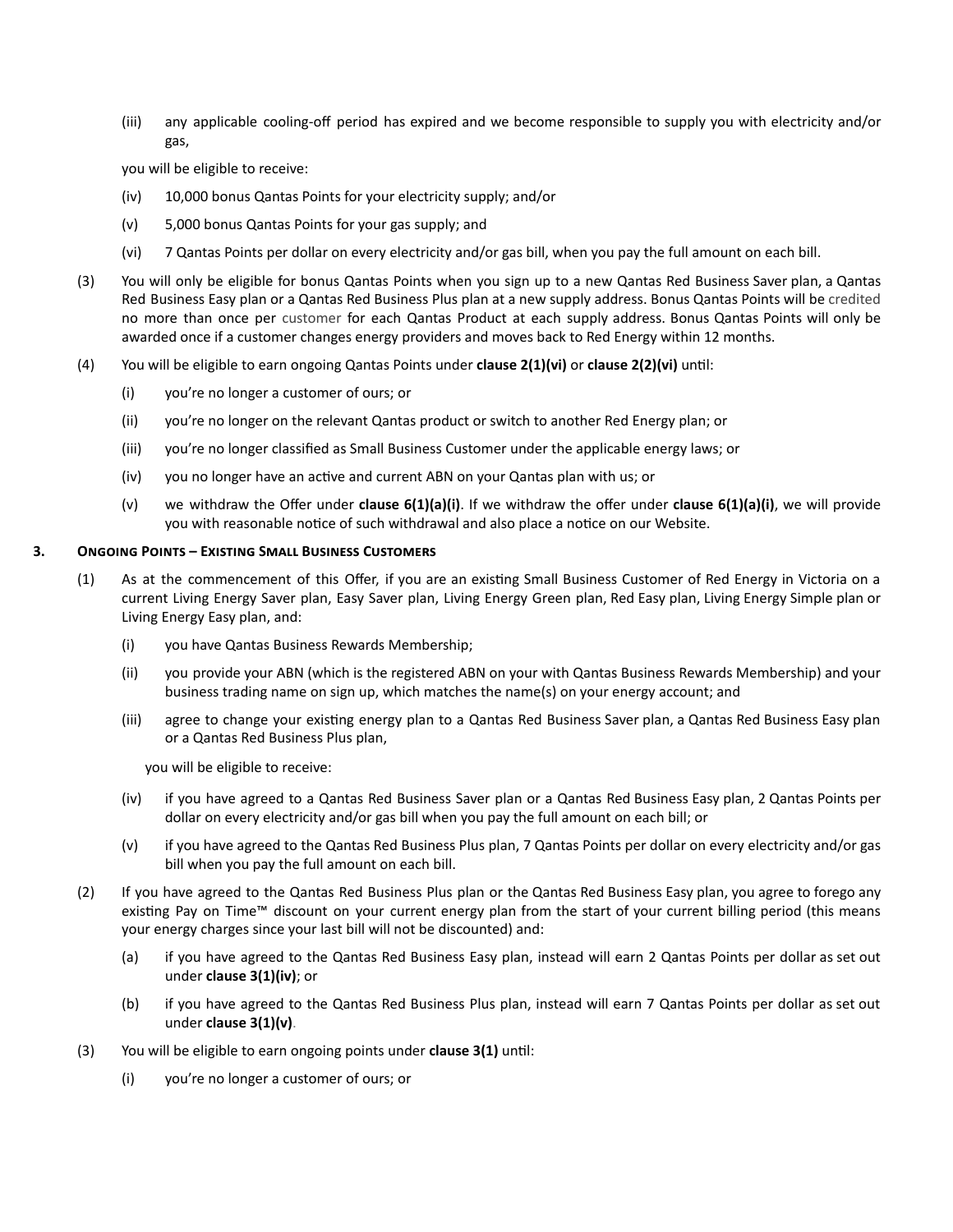(iii) any applicable cooling-off period has expired and we become responsible to supply you with electricity and/or gas,

you will be eligible to receive:

(iv) 10,000 bonus Qantas Points for your electricity supply; and/or

(v) 5,000 bonus Qantas Points for your gas supply; and

(vi) 7 Qantas Points per dollar on every electricity and/or gas bill, when you pay the full amount on each bill.

(3) You will only be eligible for bonus Qantas Points when you sign up to a new Qantas Red Business Saver plan, a Qantas Red Business Easy plan or a Qantas Red Business Plus plan at a new supply address. Bonus Qantas Points will be credited no more than once per customer for each Qantas Product at each supply address. Bonus Qantas Points will only be awarded once if a customer changes energy providers and moves back to Red Energy within 12 months.

(4) You will be eligible to earn ongoing Qantas Points under **clause 2(1)(vi)** or **clause 2(2)(vi)** until:

(i) you're no longer a customer of ours; or

(ii) you're no longer on the relevant Qantas product or switch to another Red Energy plan; or

(iii) you're no longer classified as Small Business Customer under the applicable energy laws; or

(iv) you no longer have an active and current ABN on your Qantas plan with us; or

(v) we withdraw the Offer under **clause 6(1)(a)(i)**. If we withdraw the offer under **clause 6(1)(a)(i)**, we will provide you with reasonable notice of such withdrawal and also place a notice on our Website.

## 3. Ongoing Points – Existing Small Business Customers

(1) As at the commencement of this Offer, if you are an existing Small Business Customer of Red Energy in Victoria on a current Living Energy Saver plan, Easy Saver plan, Living Energy Green plan, Red Easy plan, Living Energy Simple plan or Living Energy Easy plan, and:

(i) you have Qantas Business Rewards Membership;

(ii) you provide your ABN (which is the registered ABN on your with Qantas Business Rewards Membership) and your business trading name on sign up, which matches the name(s) on your energy account; and

(iii) agree to change your existing energy plan to a Qantas Red Business Saver plan, a Qantas Red Business Easy plan or a Qantas Red Business Plus plan,

you will be eligible to receive:

(iv) if you have agreed to a Qantas Red Business Saver plan or a Qantas Red Business Easy plan, 2 Qantas Points per dollar on every electricity and/or gas bill when you pay the full amount on each bill; or

(v) if you have agreed to the Qantas Red Business Plus plan, 7 Qantas Points per dollar on every electricity and/or gas bill when you pay the full amount on each bill.

(2) If you have agreed to the Qantas Red Business Plus plan or the Qantas Red Business Easy plan, you agree to forego any existing Pay on Time™ discount on your current energy plan from the start of your current billing period (this means your energy charges since your last bill will not be discounted) and:

(a) if you have agreed to the Qantas Red Business Easy plan, instead will earn 2 Qantas Points per dollar as set out under **clause 3(1)(iv)**; or

(b) if you have agreed to the Qantas Red Business Plus plan, instead will earn 7 Qantas Points per dollar as set out under **clause 3(1)(v)**.

(3) You will be eligible to earn ongoing points under **clause 3(1)** until:

(i) you're no longer a customer of ours; or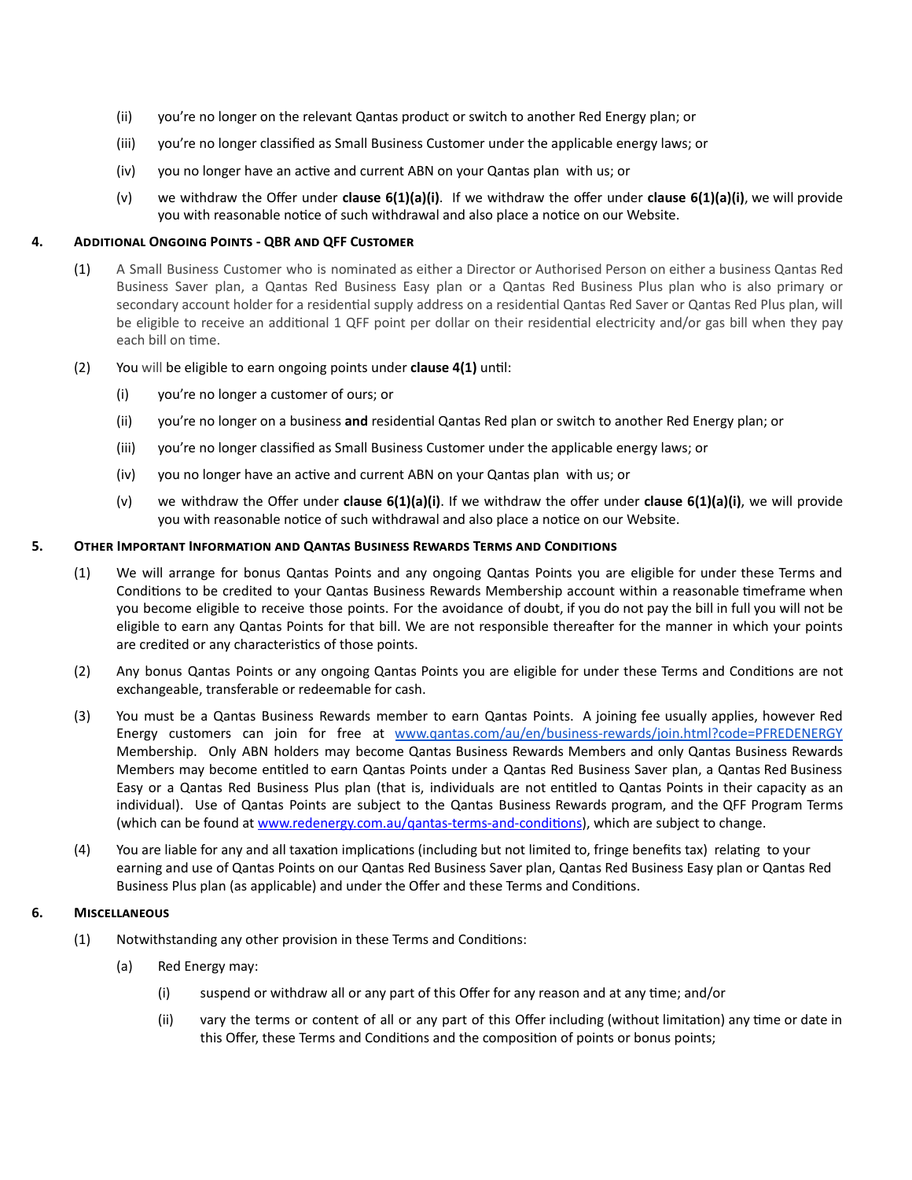(ii) you're no longer on the relevant Qantas product or switch to another Red Energy plan; or

(iii) you're no longer classified as Small Business Customer under the applicable energy laws; or

(iv) you no longer have an active and current ABN on your Qantas plan with us; or

(v) we withdraw the Offer under **clause 6(1)(a)(i)**. If we withdraw the offer under **clause 6(1)(a)(i)**, we will provide you with reasonable notice of such withdrawal and also place a notice on our Website.

## 4. Additional Ongoing Points - QBR and QFF Customer

(1) A Small Business Customer who is nominated as either a Director or Authorised Person on either a business Qantas Red Business Saver plan, a Qantas Red Business Easy plan or a Qantas Red Business Plus plan who is also primary or secondary account holder for a residential supply address on a residential Qantas Red Saver or Qantas Red Plus plan, will be eligible to receive an additional 1 QFF point per dollar on their residential electricity and/or gas bill when they pay each bill on time.

(2) You will be eligible to earn ongoing points under **clause 4(1)** until:

(i) you're no longer a customer of ours; or

(ii) you're no longer on a business **and** residential Qantas Red plan or switch to another Red Energy plan; or

(iii) you're no longer classified as Small Business Customer under the applicable energy laws; or

(iv) you no longer have an active and current ABN on your Qantas plan with us; or

(v) we withdraw the Offer under **clause 6(1)(a)(i)**. If we withdraw the offer under **clause 6(1)(a)(i)**, we will provide you with reasonable notice of such withdrawal and also place a notice on our Website.

## 5. Other Important Information and Qantas Business Rewards Terms and Conditions

(1) We will arrange for bonus Qantas Points and any ongoing Qantas Points you are eligible for under these Terms and Conditions to be credited to your Qantas Business Rewards Membership account within a reasonable timeframe when you become eligible to receive those points. For the avoidance of doubt, if you do not pay the bill in full you will not be eligible to earn any Qantas Points for that bill. We are not responsible thereafter for the manner in which your points are credited or any characteristics of those points.

(2) Any bonus Qantas Points or any ongoing Qantas Points you are eligible for under these Terms and Conditions are not exchangeable, transferable or redeemable for cash.

(3) You must be a Qantas Business Rewards member to earn Qantas Points. A joining fee usually applies, however Red Energy customers can join for free at [www.qantas.com/au/en/business-rewards/join.html?code=PFREDENERGY](www.qantas.com/au/en/business-rewards/join.html?code=PFREDENERGY) Membership. Only ABN holders may become Qantas Business Rewards Members and only Qantas Business Rewards Members may become entitled to earn Qantas Points under a Qantas Red Business Saver plan, a Qantas Red Business Easy or a Qantas Red Business Plus plan (that is, individuals are not entitled to Qantas Points in their capacity as an individual). Use of Qantas Points are subject to the Qantas Business Rewards program, and the QFF Program Terms (which can be found at [www.redenergy.com.au/qantas-terms-and-conditions](www.redenergy.com.au/qantas-terms-and-conditions)), which are subject to change.

(4) You are liable for any and all taxation implications (including but not limited to, fringe benefits tax) relating to your earning and use of Qantas Points on our Qantas Red Business Saver plan, Qantas Red Business Easy plan or Qantas Red Business Plus plan (as applicable) and under the Offer and these Terms and Conditions.

## 6. Miscellaneous

(1) Notwithstanding any other provision in these Terms and Conditions:

(a) Red Energy may:

(i) suspend or withdraw all or any part of this Offer for any reason and at any time; and/or

(ii) vary the terms or content of all or any part of this Offer including (without limitation) any time or date in this Offer, these Terms and Conditions and the composition of points or bonus points;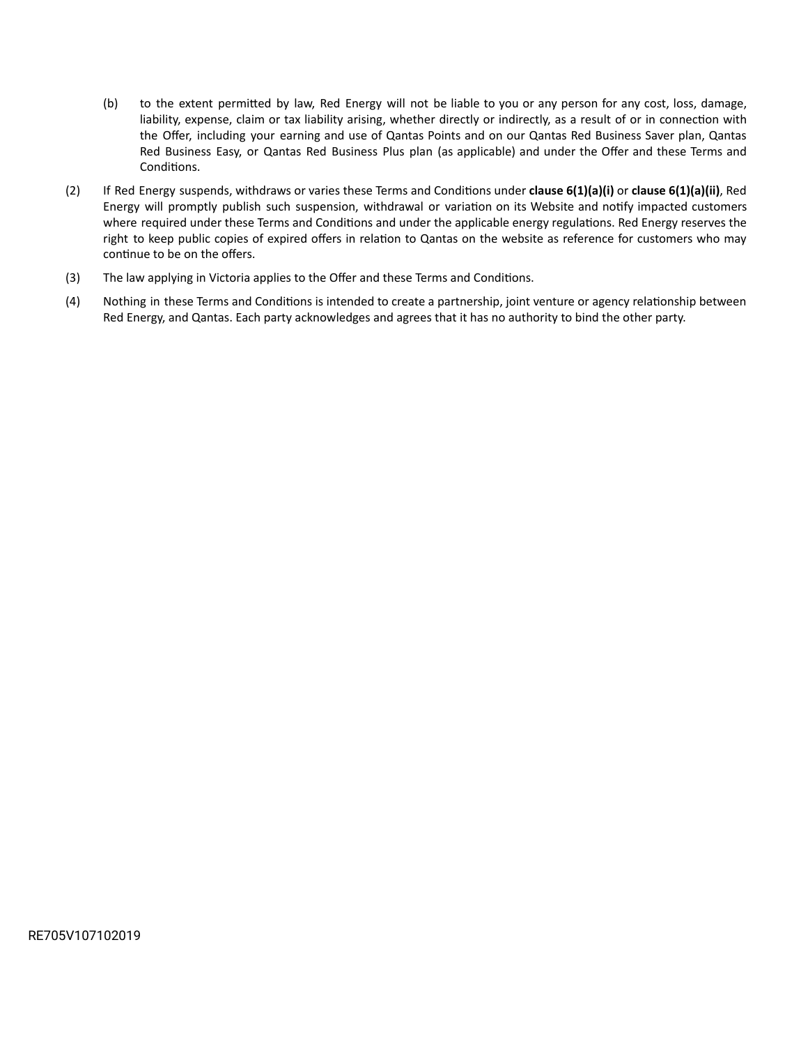(b) to the extent permitted by law, Red Energy will not be liable to you or any person for any cost, loss, damage, liability, expense, claim or tax liability arising, whether directly or indirectly, as a result of or in connection with the Offer, including your earning and use of Qantas Points and on our Qantas Red Business Saver plan, Qantas Red Business Easy, or Qantas Red Business Plus plan (as applicable) and under the Offer and these Terms and Conditions.

(2) If Red Energy suspends, withdraws or varies these Terms and Conditions under **clause 6(1)(a)(i)** or **clause 6(1)(a)(ii)**, Red Energy will promptly publish such suspension, withdrawal or variation on its Website and notify impacted customers where required under these Terms and Conditions and under the applicable energy regulations. Red Energy reserves the right to keep public copies of expired offers in relation to Qantas on the website as reference for customers who may continue to be on the offers.

(3) The law applying in Victoria applies to the Offer and these Terms and Conditions.

(4) Nothing in these Terms and Conditions is intended to create a partnership, joint venture or agency relationship between Red Energy, and Qantas. Each party acknowledges and agrees that it has no authority to bind the other party.

RE705V107102019